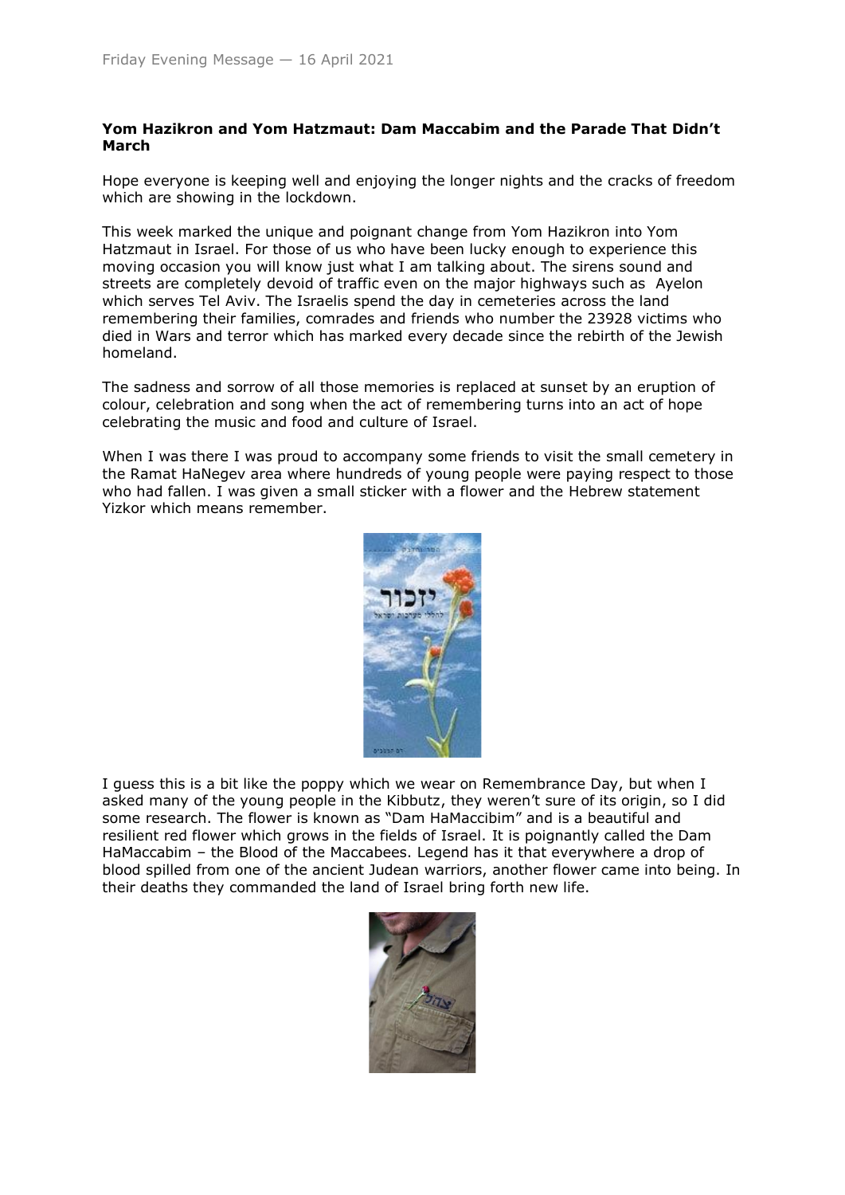Friday Evening Message — 16 April 2021

**Yom Hazikron and Yom Hatzmaut: Dam Maccabim and the Parade That Didn't March**

Hope everyone is keeping well and enjoying the longer nights and the cracks of freedom which are showing in the lockdown.

This week marked the unique and poignant change from Yom Hazikron into Yom Hatzmaut in Israel. For those of us who have been lucky enough to experience this moving occasion you will know just what I am talking about. The sirens sound and streets are completely devoid of traffic even on the major highways such as Ayelon which serves Tel Aviv. The Israelis spend the day in cemeteries across the land remembering their families, comrades and friends who number the 23928 victims who died in Wars and terror which has marked every decade since the rebirth of the Jewish homeland.

The sadness and sorrow of all those memories is replaced at sunset by an eruption of colour, celebration and song when the act of remembering turns into an act of hope celebrating the music and food and culture of Israel.

When I was there I was proud to accompany some friends to visit the small cemetery in the Ramat HaNegev area where hundreds of young people were paying respect to those who had fallen. I was given a small sticker with a flower and the Hebrew statement Yizkor which means remember.

I guess this is a bit like the poppy which we wear on Remembrance Day, but when I asked many of the young people in the Kibbutz, they weren't sure of its origin, so I did some research. The flower is known as "Dam HaMaccibim" and is a beautiful and resilient red flower which grows in the fields of Israel. It is poignantly called the Dam HaMaccabim – the Blood of the Maccabees. Legend has it that everywhere a drop of blood spilled from one of the ancient Judean warriors, another flower came into being. In their deaths they commanded the land of Israel bring forth new life.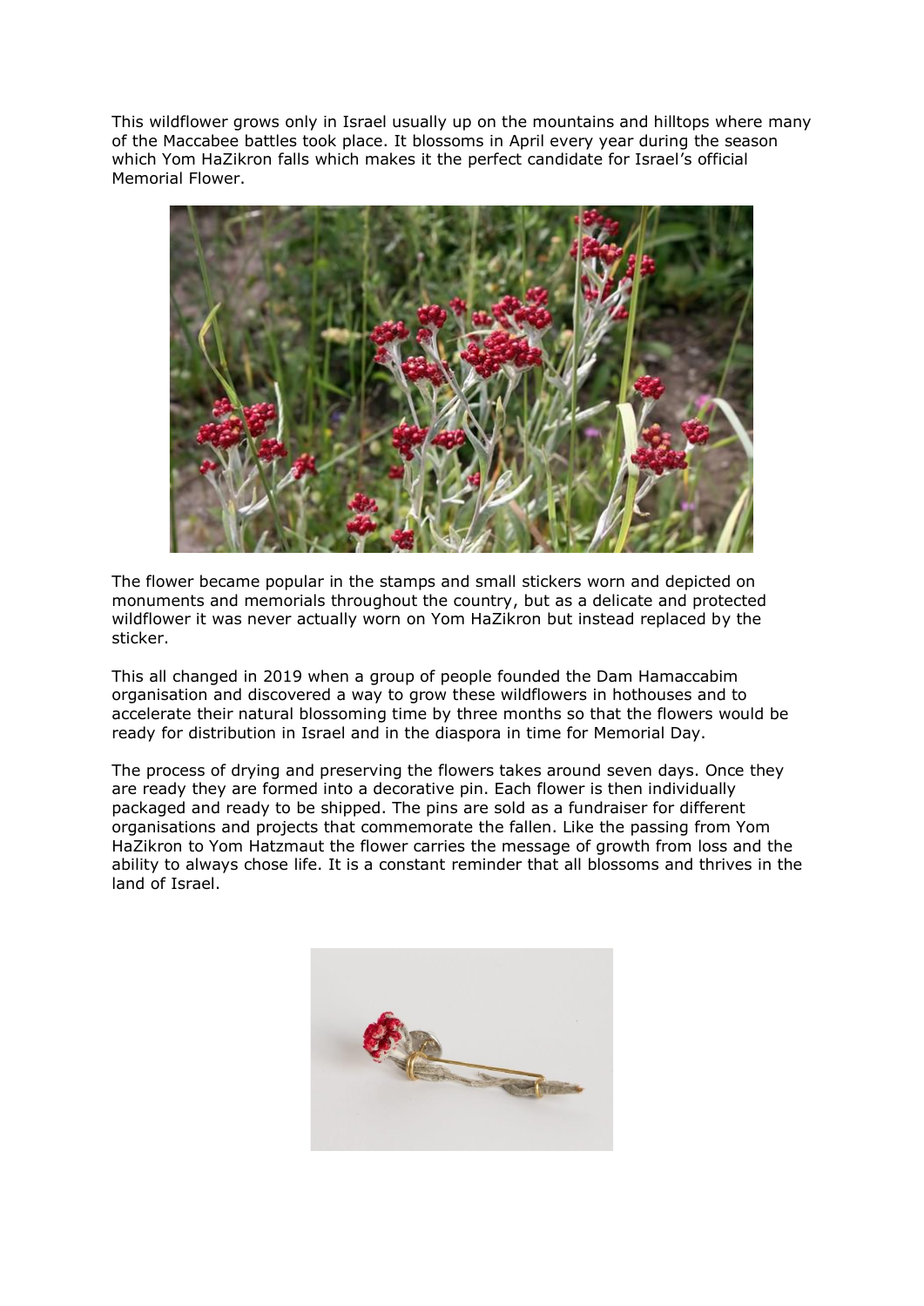This wildflower grows only in Israel usually up on the mountains and hilltops where many of the Maccabee battles took place. It blossoms in April every year during the season which Yom HaZikron falls which makes it the perfect candidate for Israel's official Memorial Flower.

The flower became popular in the stamps and small stickers worn and depicted on monuments and memorials throughout the country, but as a delicate and protected wildflower it was never actually worn on Yom HaZikron but instead replaced by the sticker.

This all changed in 2019 when a group of people founded the Dam Hamaccabim organisation and discovered a way to grow these wildflowers in hothouses and to accelerate their natural blossoming time by three months so that the flowers would be ready for distribution in Israel and in the diaspora in time for Memorial Day.

The process of drying and preserving the flowers takes around seven days. Once they are ready they are formed into a decorative pin. Each flower is then individually packaged and ready to be shipped. The pins are sold as a fundraiser for different organisations and projects that commemorate the fallen. Like the passing from Yom HaZikron to Yom Hatzmaut the flower carries the message of growth from loss and the ability to always chose life. It is a constant reminder that all blossoms and thrives in the land of Israel.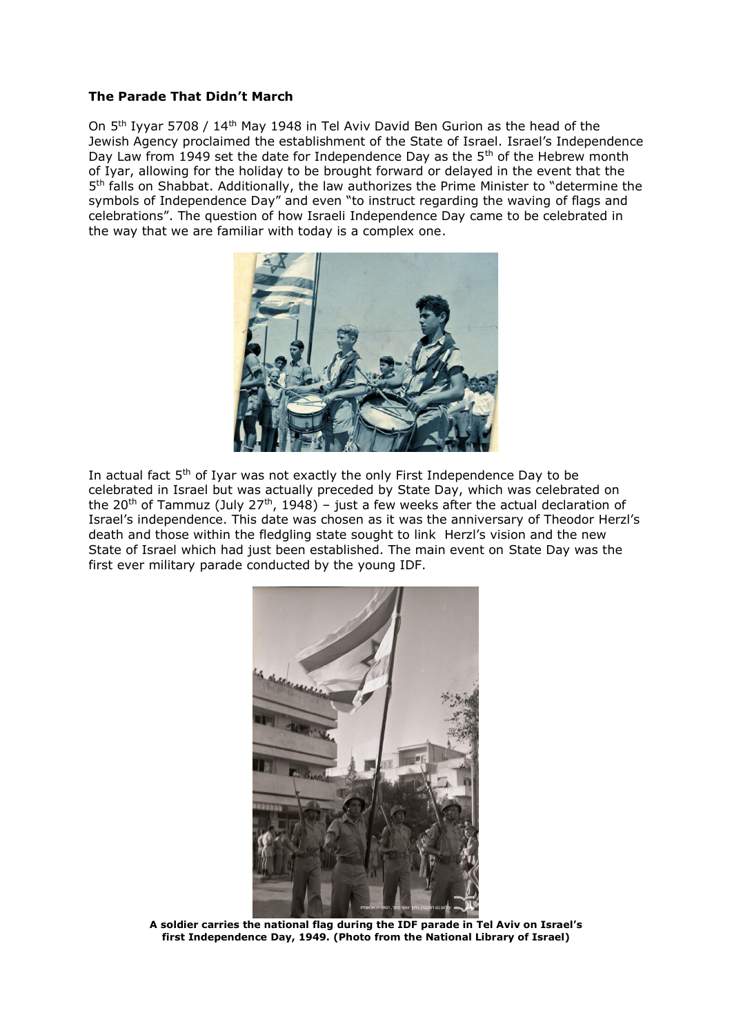**The Parade That Didn't March**

On 5th Iyyar 5708 / 14th May 1948 in Tel Aviv David Ben Gurion as the head of the Jewish Agency proclaimed the establishment of the State of Israel. Israel's Independence Day Law from 1949 set the date for Independence Day as the 5th of the Hebrew month of Iyar, allowing for the holiday to be brought forward or delayed in the event that the 5th falls on Shabbat. Additionally, the law authorizes the Prime Minister to "determine the symbols of Independence Day" and even "to instruct regarding the waving of flags and celebrations". The question of how Israeli Independence Day came to be celebrated in the way that we are familiar with today is a complex one.

In actual fact 5th of Iyar was not exactly the only First Independence Day to be celebrated in Israel but was actually preceded by State Day, which was celebrated on the 20th of Tammuz (July 27th, 1948) – just a few weeks after the actual declaration of Israel's independence. This date was chosen as it was the anniversary of Theodor Herzl's death and those within the fledgling state sought to link Herzl's vision and the new State of Israel which had just been established. The main event on State Day was the first ever military parade conducted by the young IDF.

**A soldier carries the national flag during the IDF parade in Tel Aviv on Israel's first Independence Day, 1949. (Photo from the National Library of Israel)**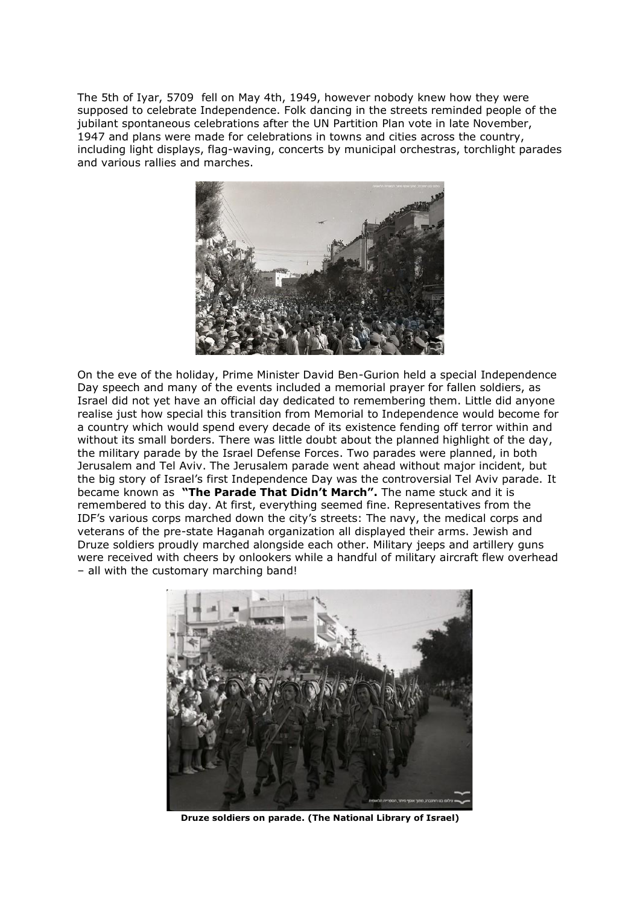The 5th of Iyar, 5709 fell on May 4th, 1949, however nobody knew how they were supposed to celebrate Independence. Folk dancing in the streets reminded people of the jubilant spontaneous celebrations after the UN Partition Plan vote in late November, 1947 and plans were made for celebrations in towns and cities across the country, including light displays, flag-waving, concerts by municipal orchestras, torchlight parades and various rallies and marches.

On the eve of the holiday, Prime Minister David Ben-Gurion held a special Independence Day speech and many of the events included a memorial prayer for fallen soldiers, as Israel did not yet have an official day dedicated to remembering them. Little did anyone realise just how special this transition from Memorial to Independence would become for a country which would spend every decade of its existence fending off terror within and without its small borders. There was little doubt about the planned highlight of the day, the military parade by the Israel Defense Forces. Two parades were planned, in both Jerusalem and Tel Aviv. The Jerusalem parade went ahead without major incident, but the big story of Israel's first Independence Day was the controversial Tel Aviv parade. It became known as **"The Parade That Didn't March".** The name stuck and it is remembered to this day. At first, everything seemed fine. Representatives from the IDF's various corps marched down the city's streets: The navy, the medical corps and veterans of the pre-state Haganah organization all displayed their arms. Jewish and Druze soldiers proudly marched alongside each other. Military jeeps and artillery guns were received with cheers by onlookers while a handful of military aircraft flew overhead – all with the customary marching band!

**Druze soldiers on parade. (The National Library of Israel)**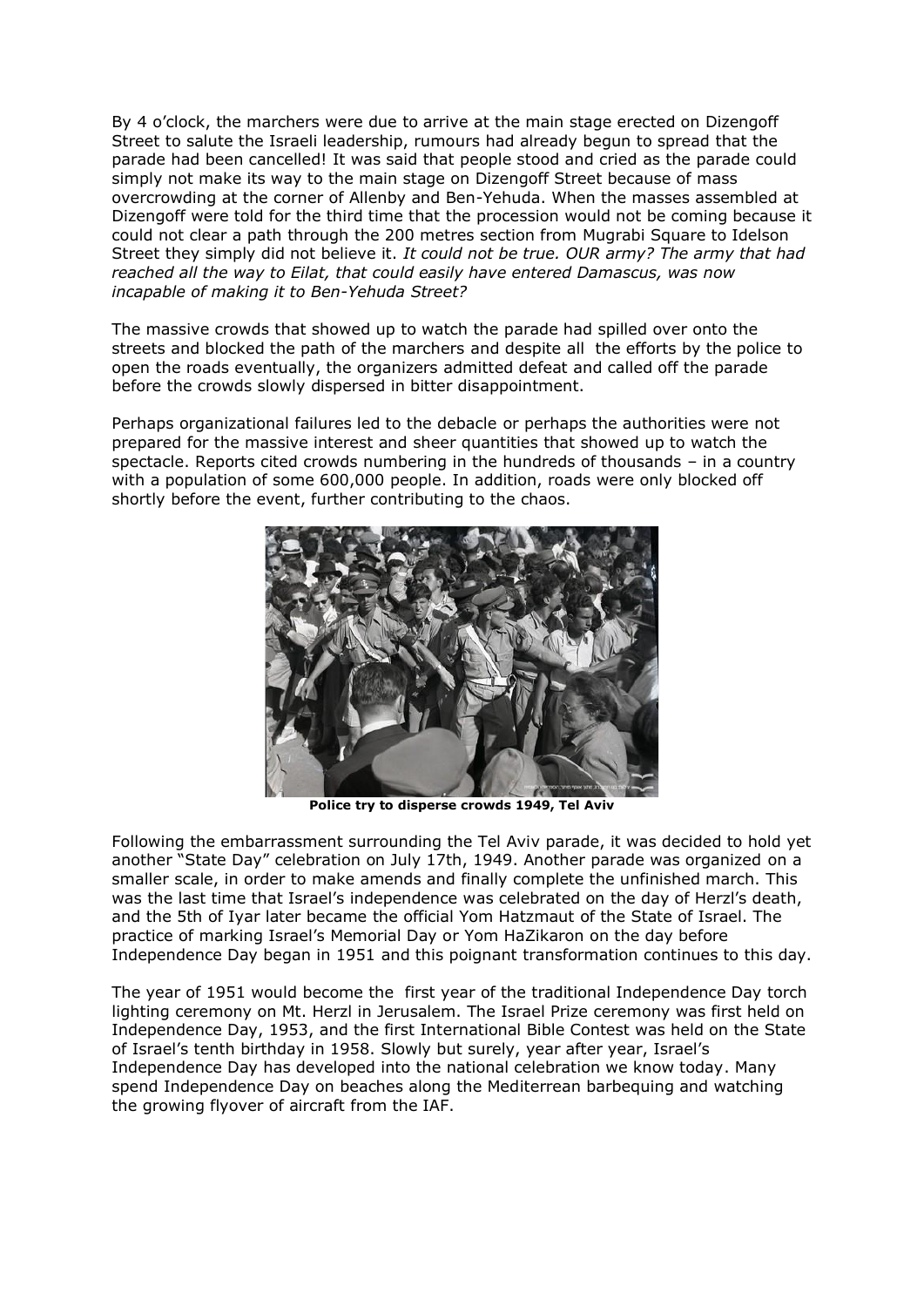By 4 o'clock, the marchers were due to arrive at the main stage erected on Dizengoff Street to salute the Israeli leadership, rumours had already begun to spread that the parade had been cancelled! It was said that people stood and cried as the parade could simply not make its way to the main stage on Dizengoff Street because of mass overcrowding at the corner of Allenby and Ben-Yehuda. When the masses assembled at Dizengoff were told for the third time that the procession would not be coming because it could not clear a path through the 200 metres section from Mugrabi Square to Idelson Street they simply did not believe it. *It could not be true. OUR army? The army that had reached all the way to Eilat, that could easily have entered Damascus, was now incapable of making it to Ben-Yehuda Street?*

The massive crowds that showed up to watch the parade had spilled over onto the streets and blocked the path of the marchers and despite all the efforts by the police to open the roads eventually, the organizers admitted defeat and called off the parade before the crowds slowly dispersed in bitter disappointment.

Perhaps organizational failures led to the debacle or perhaps the authorities were not prepared for the massive interest and sheer quantities that showed up to watch the spectacle. Reports cited crowds numbering in the hundreds of thousands – in a country with a population of some 600,000 people. In addition, roads were only blocked off shortly before the event, further contributing to the chaos.

**Police try to disperse crowds 1949, Tel Aviv**

Following the embarrassment surrounding the Tel Aviv parade, it was decided to hold yet another "State Day" celebration on July 17th, 1949. Another parade was organized on a smaller scale, in order to make amends and finally complete the unfinished march. This was the last time that Israel's independence was celebrated on the day of Herzl's death, and the 5th of Iyar later became the official Yom Hatzmaut of the State of Israel. The practice of marking Israel's Memorial Day or Yom HaZikaron on the day before Independence Day began in 1951 and this poignant transformation continues to this day.

The year of 1951 would become the first year of the traditional Independence Day torch lighting ceremony on Mt. Herzl in Jerusalem. The Israel Prize ceremony was first held on Independence Day, 1953, and the first International Bible Contest was held on the State of Israel's tenth birthday in 1958. Slowly but surely, year after year, Israel's Independence Day has developed into the national celebration we know today. Many spend Independence Day on beaches along the Mediterrean barbequing and watching the growing flyover of aircraft from the IAF.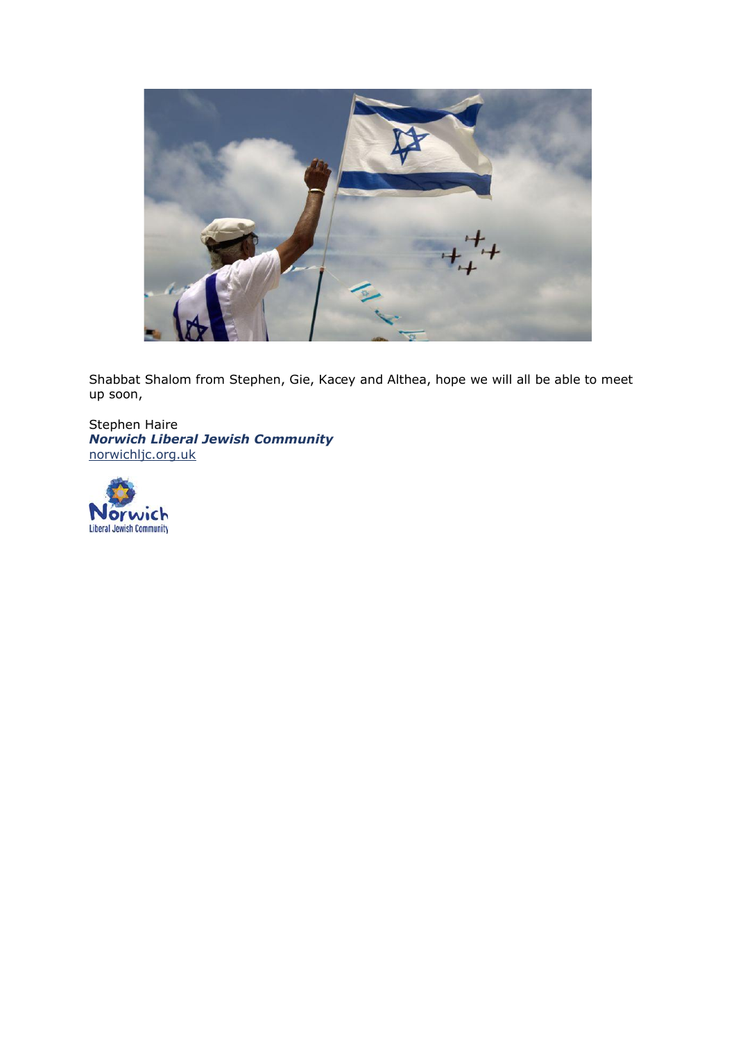Shabbat Shalom from Stephen, Gie, Kacey and Althea, hope we will all be able to meet up soon,

Stephen Haire
***Norwich Liberal Jewish Community***
norwichljc.org.uk